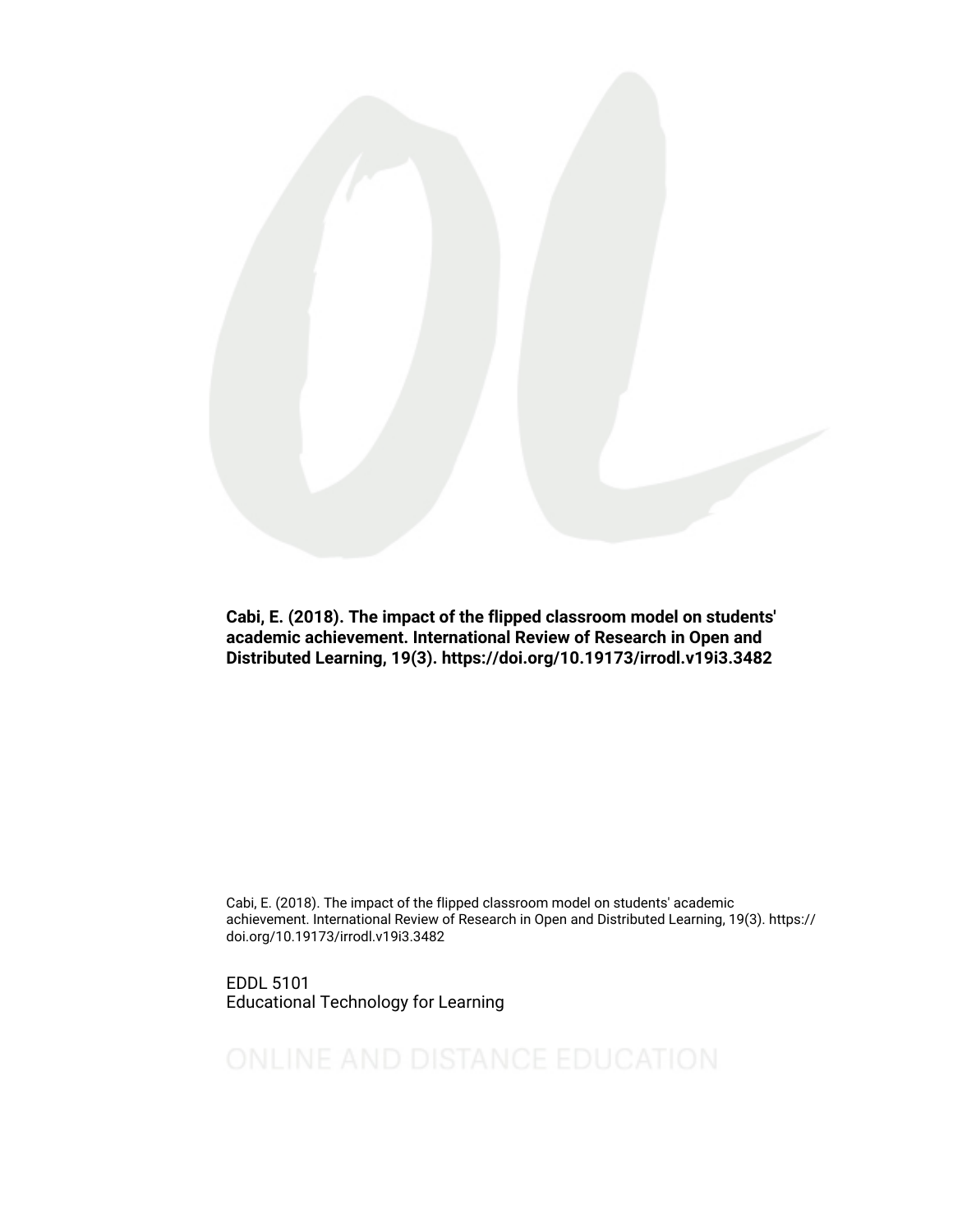**Cabi, E. (2018). The impact of the flipped classroom model on students' academic achievement. International Review of Research in Open and Distributed Learning, 19(3). https://doi.org/10.19173/irrodl.v19i3.3482**

Cabi, E. (2018). The impact of the flipped classroom model on students' academic achievement. International Review of Research in Open and Distributed Learning, 19(3). https://doi.org/10.19173/irrodl.v19i3.3482

EDDL 5101
Educational Technology for Learning

ONLINE AND DISTANCE EDUCATION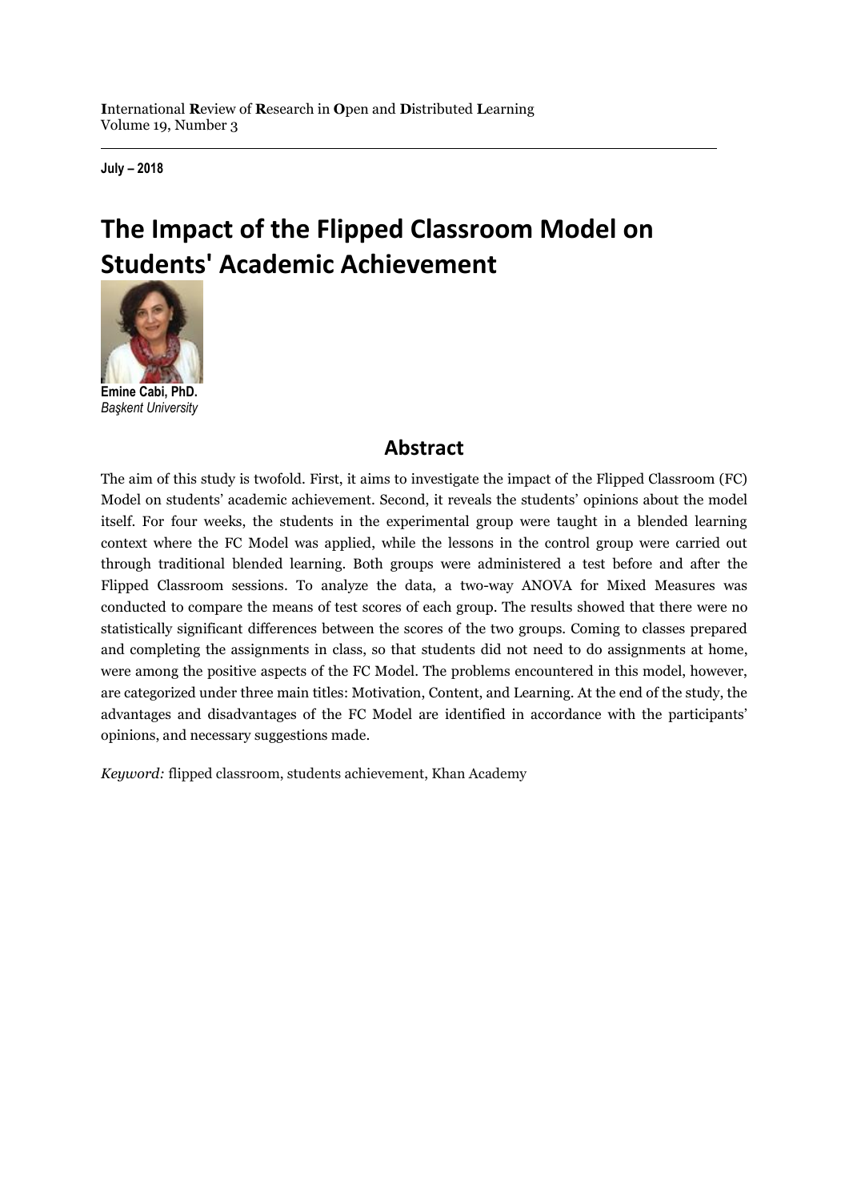**July – 2018**

# The Impact of the Flipped Classroom Model on Students' Academic Achievement

**Emine Cabi, PhD.**
*Başkent University*

## Abstract

The aim of this study is twofold. First, it aims to investigate the impact of the Flipped Classroom (FC) Model on students' academic achievement. Second, it reveals the students' opinions about the model itself. For four weeks, the students in the experimental group were taught in a blended learning context where the FC Model was applied, while the lessons in the control group were carried out through traditional blended learning. Both groups were administered a test before and after the Flipped Classroom sessions. To analyze the data, a two-way ANOVA for Mixed Measures was conducted to compare the means of test scores of each group. The results showed that there were no statistically significant differences between the scores of the two groups. Coming to classes prepared and completing the assignments in class, so that students did not need to do assignments at home, were among the positive aspects of the FC Model. The problems encountered in this model, however, are categorized under three main titles: Motivation, Content, and Learning. At the end of the study, the advantages and disadvantages of the FC Model are identified in accordance with the participants' opinions, and necessary suggestions made.

*Keyword:* flipped classroom, students achievement, Khan Academy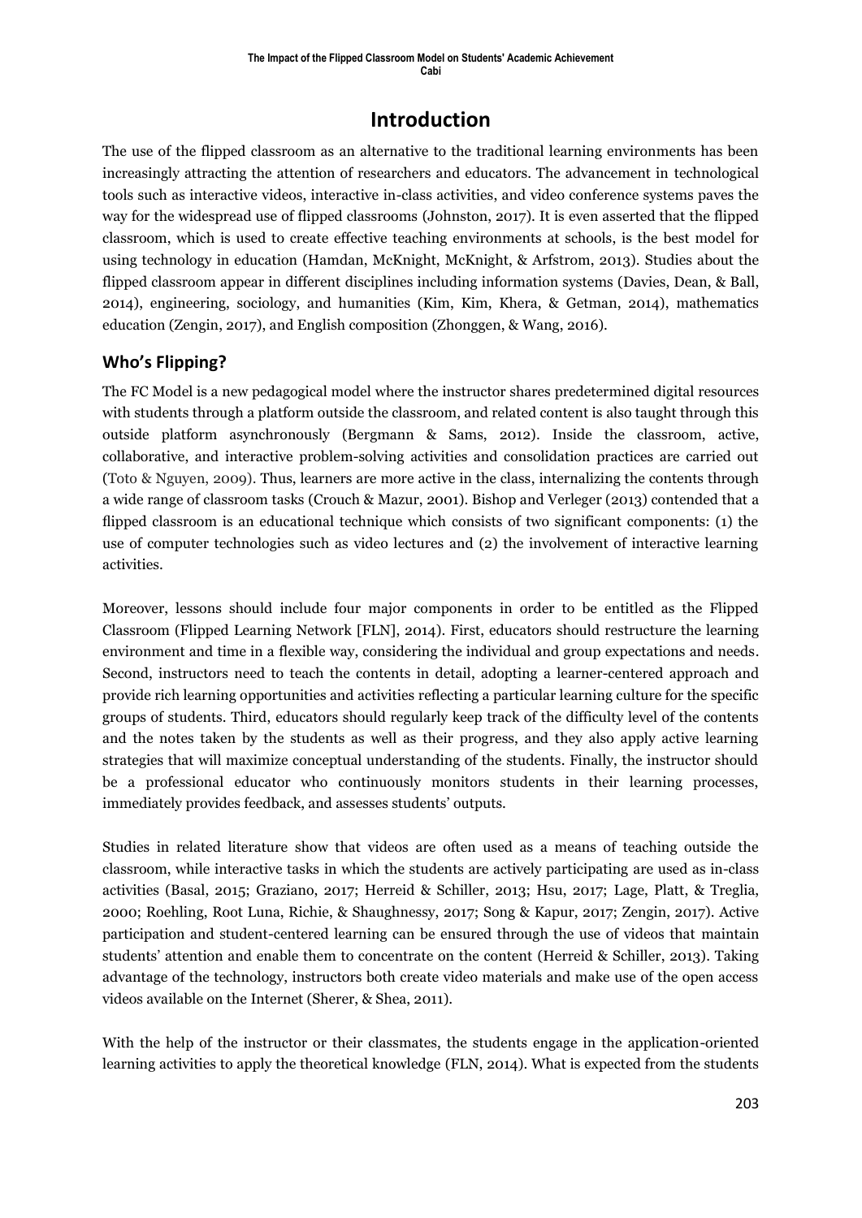# Introduction

The use of the flipped classroom as an alternative to the traditional learning environments has been increasingly attracting the attention of researchers and educators. The advancement in technological tools such as interactive videos, interactive in-class activities, and video conference systems paves the way for the widespread use of flipped classrooms (Johnston, 2017). It is even asserted that the flipped classroom, which is used to create effective teaching environments at schools, is the best model for using technology in education (Hamdan, McKnight, McKnight, & Arfstrom, 2013). Studies about the flipped classroom appear in different disciplines including information systems (Davies, Dean, & Ball, 2014), engineering, sociology, and humanities (Kim, Kim, Khera, & Getman, 2014), mathematics education (Zengin, 2017), and English composition (Zhonggen, & Wang, 2016).

## Who's Flipping?

The FC Model is a new pedagogical model where the instructor shares predetermined digital resources with students through a platform outside the classroom, and related content is also taught through this outside platform asynchronously (Bergmann & Sams, 2012). Inside the classroom, active, collaborative, and interactive problem-solving activities and consolidation practices are carried out (Toto & Nguyen, 2009). Thus, learners are more active in the class, internalizing the contents through a wide range of classroom tasks (Crouch & Mazur, 2001). Bishop and Verleger (2013) contended that a flipped classroom is an educational technique which consists of two significant components: (1) the use of computer technologies such as video lectures and (2) the involvement of interactive learning activities.

Moreover, lessons should include four major components in order to be entitled as the Flipped Classroom (Flipped Learning Network [FLN], 2014). First, educators should restructure the learning environment and time in a flexible way, considering the individual and group expectations and needs. Second, instructors need to teach the contents in detail, adopting a learner-centered approach and provide rich learning opportunities and activities reflecting a particular learning culture for the specific groups of students. Third, educators should regularly keep track of the difficulty level of the contents and the notes taken by the students as well as their progress, and they also apply active learning strategies that will maximize conceptual understanding of the students. Finally, the instructor should be a professional educator who continuously monitors students in their learning processes, immediately provides feedback, and assesses students' outputs.

Studies in related literature show that videos are often used as a means of teaching outside the classroom, while interactive tasks in which the students are actively participating are used as in-class activities (Basal, 2015; Graziano, 2017; Herreid & Schiller, 2013; Hsu, 2017; Lage, Platt, & Treglia, 2000; Roehling, Root Luna, Richie, & Shaughnessy, 2017; Song & Kapur, 2017; Zengin, 2017). Active participation and student-centered learning can be ensured through the use of videos that maintain students' attention and enable them to concentrate on the content (Herreid & Schiller, 2013). Taking advantage of the technology, instructors both create video materials and make use of the open access videos available on the Internet (Sherer, & Shea, 2011).

With the help of the instructor or their classmates, the students engage in the application-oriented learning activities to apply the theoretical knowledge (FLN, 2014). What is expected from the students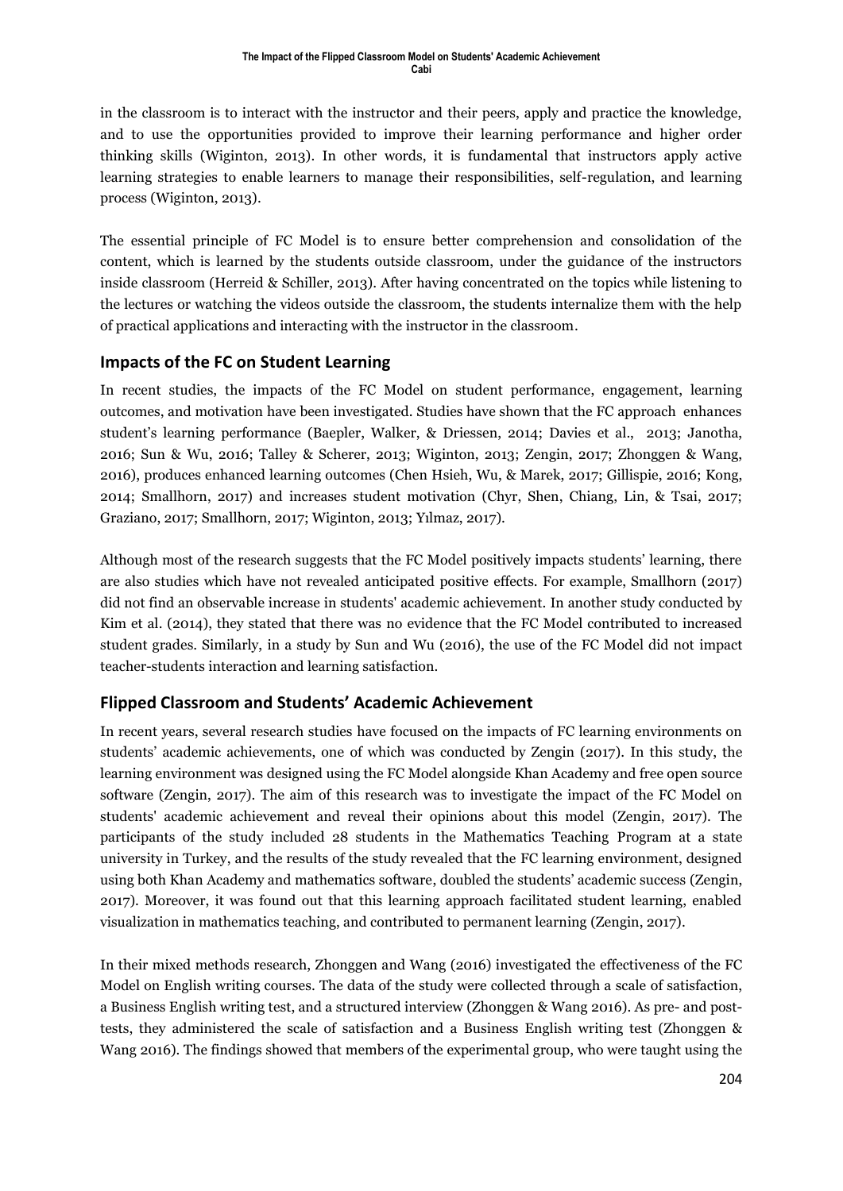in the classroom is to interact with the instructor and their peers, apply and practice the knowledge, and to use the opportunities provided to improve their learning performance and higher order thinking skills (Wiginton, 2013). In other words, it is fundamental that instructors apply active learning strategies to enable learners to manage their responsibilities, self-regulation, and learning process (Wiginton, 2013).

The essential principle of FC Model is to ensure better comprehension and consolidation of the content, which is learned by the students outside classroom, under the guidance of the instructors inside classroom (Herreid & Schiller, 2013). After having concentrated on the topics while listening to the lectures or watching the videos outside the classroom, the students internalize them with the help of practical applications and interacting with the instructor in the classroom.

## Impacts of the FC on Student Learning

In recent studies, the impacts of the FC Model on student performance, engagement, learning outcomes, and motivation have been investigated. Studies have shown that the FC approach enhances student's learning performance (Baepler, Walker, & Driessen, 2014; Davies et al., 2013; Janotha, 2016; Sun & Wu, 2016; Talley & Scherer, 2013; Wiginton, 2013; Zengin, 2017; Zhonggen & Wang, 2016), produces enhanced learning outcomes (Chen Hsieh, Wu, & Marek, 2017; Gillispie, 2016; Kong, 2014; Smallhorn, 2017) and increases student motivation (Chyr, Shen, Chiang, Lin, & Tsai, 2017; Graziano, 2017; Smallhorn, 2017; Wiginton, 2013; Yılmaz, 2017).

Although most of the research suggests that the FC Model positively impacts students' learning, there are also studies which have not revealed anticipated positive effects. For example, Smallhorn (2017) did not find an observable increase in students' academic achievement. In another study conducted by Kim et al. (2014), they stated that there was no evidence that the FC Model contributed to increased student grades. Similarly, in a study by Sun and Wu (2016), the use of the FC Model did not impact teacher-students interaction and learning satisfaction.

## Flipped Classroom and Students' Academic Achievement

In recent years, several research studies have focused on the impacts of FC learning environments on students' academic achievements, one of which was conducted by Zengin (2017). In this study, the learning environment was designed using the FC Model alongside Khan Academy and free open source software (Zengin, 2017). The aim of this research was to investigate the impact of the FC Model on students' academic achievement and reveal their opinions about this model (Zengin, 2017). The participants of the study included 28 students in the Mathematics Teaching Program at a state university in Turkey, and the results of the study revealed that the FC learning environment, designed using both Khan Academy and mathematics software, doubled the students' academic success (Zengin, 2017). Moreover, it was found out that this learning approach facilitated student learning, enabled visualization in mathematics teaching, and contributed to permanent learning (Zengin, 2017).

In their mixed methods research, Zhonggen and Wang (2016) investigated the effectiveness of the FC Model on English writing courses. The data of the study were collected through a scale of satisfaction, a Business English writing test, and a structured interview (Zhonggen & Wang 2016). As pre- and post-tests, they administered the scale of satisfaction and a Business English writing test (Zhonggen & Wang 2016). The findings showed that members of the experimental group, who were taught using the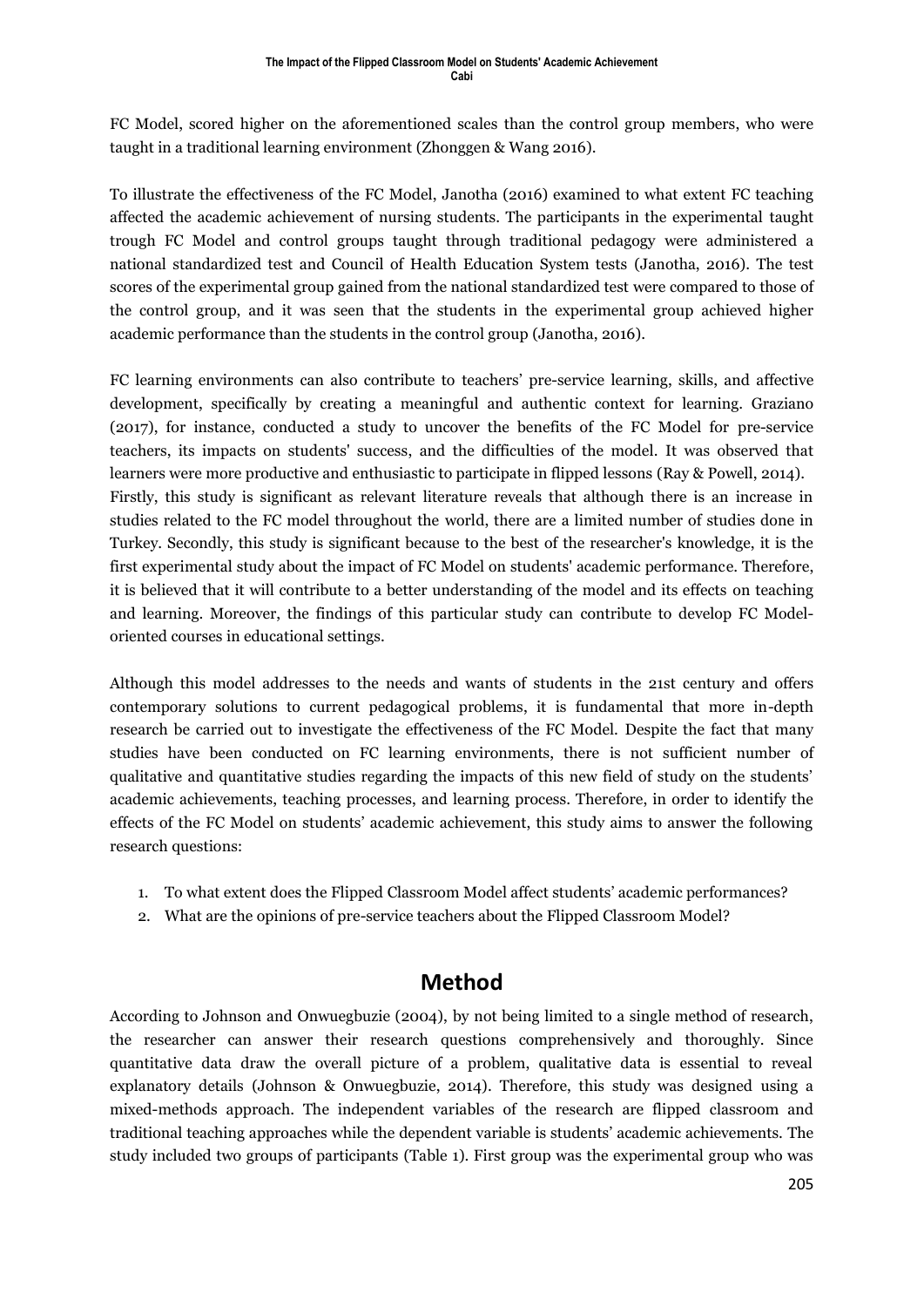FC Model, scored higher on the aforementioned scales than the control group members, who were taught in a traditional learning environment (Zhonggen & Wang 2016).

To illustrate the effectiveness of the FC Model, Janotha (2016) examined to what extent FC teaching affected the academic achievement of nursing students. The participants in the experimental taught trough FC Model and control groups taught through traditional pedagogy were administered a national standardized test and Council of Health Education System tests (Janotha, 2016). The test scores of the experimental group gained from the national standardized test were compared to those of the control group, and it was seen that the students in the experimental group achieved higher academic performance than the students in the control group (Janotha, 2016).

FC learning environments can also contribute to teachers' pre-service learning, skills, and affective development, specifically by creating a meaningful and authentic context for learning. Graziano (2017), for instance, conducted a study to uncover the benefits of the FC Model for pre-service teachers, its impacts on students' success, and the difficulties of the model. It was observed that learners were more productive and enthusiastic to participate in flipped lessons (Ray & Powell, 2014).
Firstly, this study is significant as relevant literature reveals that although there is an increase in studies related to the FC model throughout the world, there are a limited number of studies done in Turkey. Secondly, this study is significant because to the best of the researcher's knowledge, it is the first experimental study about the impact of FC Model on students' academic performance. Therefore, it is believed that it will contribute to a better understanding of the model and its effects on teaching and learning. Moreover, the findings of this particular study can contribute to develop FC Model-oriented courses in educational settings.

Although this model addresses to the needs and wants of students in the 21st century and offers contemporary solutions to current pedagogical problems, it is fundamental that more in-depth research be carried out to investigate the effectiveness of the FC Model. Despite the fact that many studies have been conducted on FC learning environments, there is not sufficient number of qualitative and quantitative studies regarding the impacts of this new field of study on the students' academic achievements, teaching processes, and learning process. Therefore, in order to identify the effects of the FC Model on students' academic achievement, this study aims to answer the following research questions:

1. To what extent does the Flipped Classroom Model affect students' academic performances?
2. What are the opinions of pre-service teachers about the Flipped Classroom Model?

## Method

According to Johnson and Onwuegbuzie (2004), by not being limited to a single method of research, the researcher can answer their research questions comprehensively and thoroughly. Since quantitative data draw the overall picture of a problem, qualitative data is essential to reveal explanatory details (Johnson & Onwuegbuzie, 2014). Therefore, this study was designed using a mixed-methods approach. The independent variables of the research are flipped classroom and traditional teaching approaches while the dependent variable is students' academic achievements. The study included two groups of participants (Table 1). First group was the experimental group who was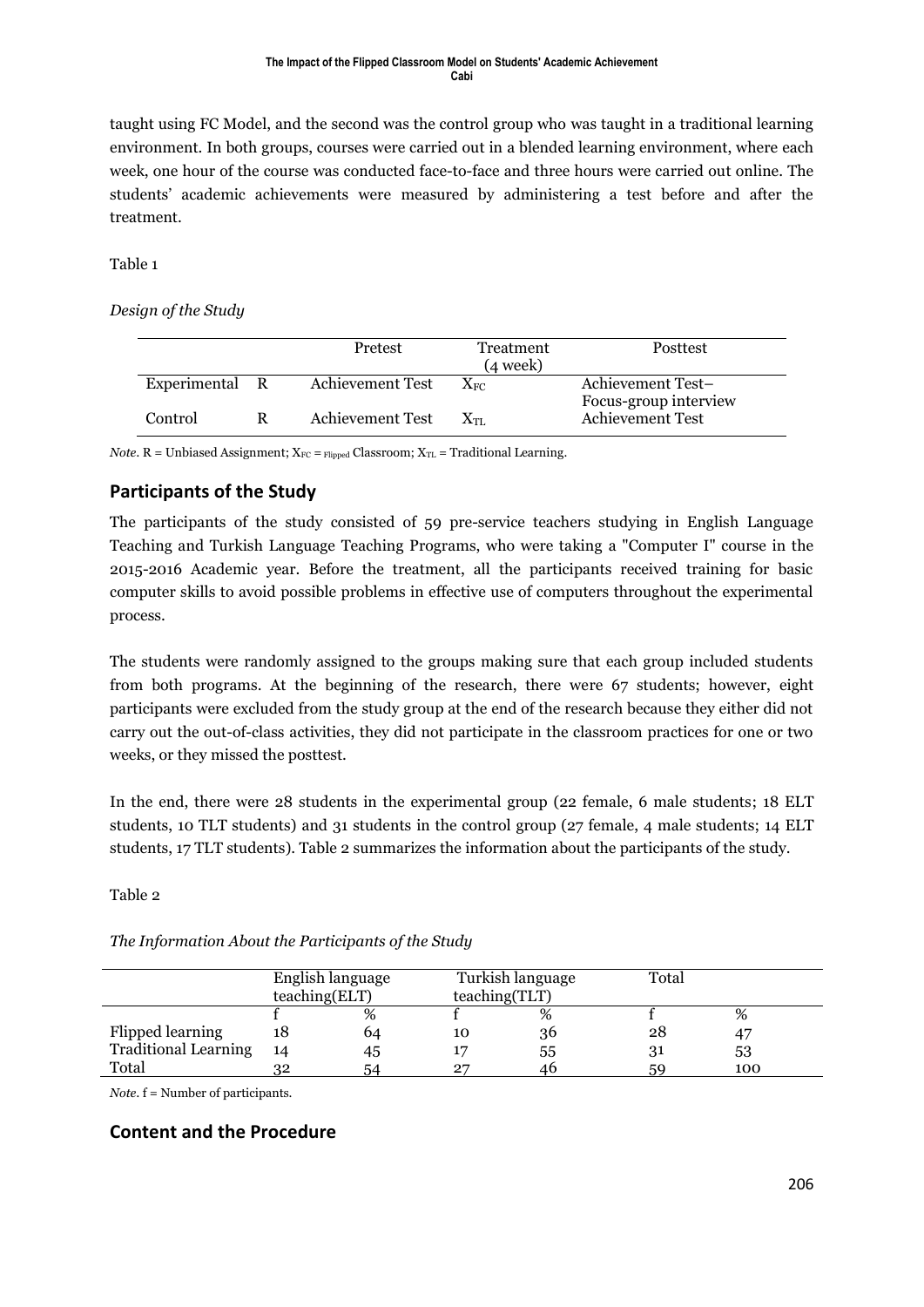taught using FC Model, and the second was the control group who was taught in a traditional learning environment. In both groups, courses were carried out in a blended learning environment, where each week, one hour of the course was conducted face-to-face and three hours were carried out online. The students' academic achievements were measured by administering a test before and after the treatment.

Table 1

*Design of the Study*

| | | Pretest | Treatment (4 week) | Posttest |
|---|---|---|---|---|
| Experimental | R | Achievement Test | $X_{FC}$ | Achievement Test– Focus-group interview |
| Control | R | Achievement Test | $X_{TL}$ | Achievement Test |

*Note*. R = Unbiased Assignment; $X_{FC}$ = Flipped Classroom; $X_{TL}$ = Traditional Learning.

## Participants of the Study

The participants of the study consisted of 59 pre-service teachers studying in English Language Teaching and Turkish Language Teaching Programs, who were taking a "Computer I" course in the 2015-2016 Academic year. Before the treatment, all the participants received training for basic computer skills to avoid possible problems in effective use of computers throughout the experimental process.

The students were randomly assigned to the groups making sure that each group included students from both programs. At the beginning of the research, there were 67 students; however, eight participants were excluded from the study group at the end of the research because they either did not carry out the out-of-class activities, they did not participate in the classroom practices for one or two weeks, or they missed the posttest.

In the end, there were 28 students in the experimental group (22 female, 6 male students; 18 ELT students, 10 TLT students) and 31 students in the control group (27 female, 4 male students; 14 ELT students, 17 TLT students). Table 2 summarizes the information about the participants of the study.

Table 2

*The Information About the Participants of the Study*

| | English language teaching(ELT) | | Turkish language teaching(TLT) | | Total | |
|---|---|---|---|---|---|---|
| | f | % | f | % | f | % |
| Flipped learning | 18 | 64 | 10 | 36 | 28 | 47 |
| Traditional Learning | 14 | 45 | 17 | 55 | 31 | 53 |
| Total | 32 | 54 | 27 | 46 | 59 | 100 |

*Note*. f = Number of participants.

## Content and the Procedure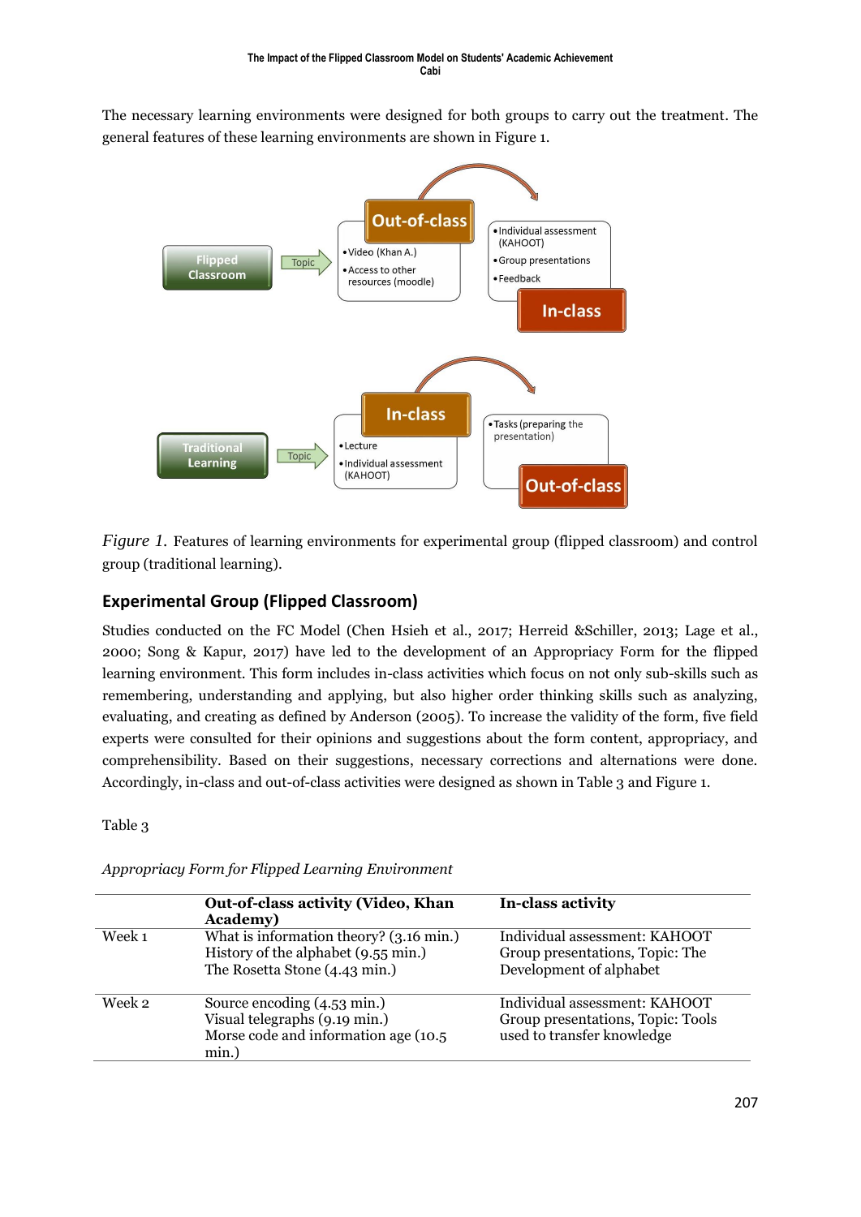The necessary learning environments were designed for both groups to carry out the treatment. The general features of these learning environments are shown in Figure 1.

*Figure 1.* Features of learning environments for experimental group (flipped classroom) and control group (traditional learning).

## Experimental Group (Flipped Classroom)

Studies conducted on the FC Model (Chen Hsieh et al., 2017; Herreid &Schiller, 2013; Lage et al., 2000; Song & Kapur, 2017) have led to the development of an Appropriacy Form for the flipped learning environment. This form includes in-class activities which focus on not only sub-skills such as remembering, understanding and applying, but also higher order thinking skills such as analyzing, evaluating, and creating as defined by Anderson (2005). To increase the validity of the form, five field experts were consulted for their opinions and suggestions about the form content, appropriacy, and comprehensibility. Based on their suggestions, necessary corrections and alternations were done. Accordingly, in-class and out-of-class activities were designed as shown in Table 3 and Figure 1.

Table 3

*Appropriacy Form for Flipped Learning Environment*

| | **Out-of-class activity (Video, Khan Academy)** | **In-class activity** |
|---|---|---|
| Week 1 | What is information theory? (3.16 min.)<br>History of the alphabet (9.55 min.)<br>The Rosetta Stone (4.43 min.) | Individual assessment: KAHOOT<br>Group presentations, Topic: The Development of alphabet |
| Week 2 | Source encoding (4.53 min.)<br>Visual telegraphs (9.19 min.)<br>Morse code and information age (10.5 min.) | Individual assessment: KAHOOT<br>Group presentations, Topic: Tools used to transfer knowledge |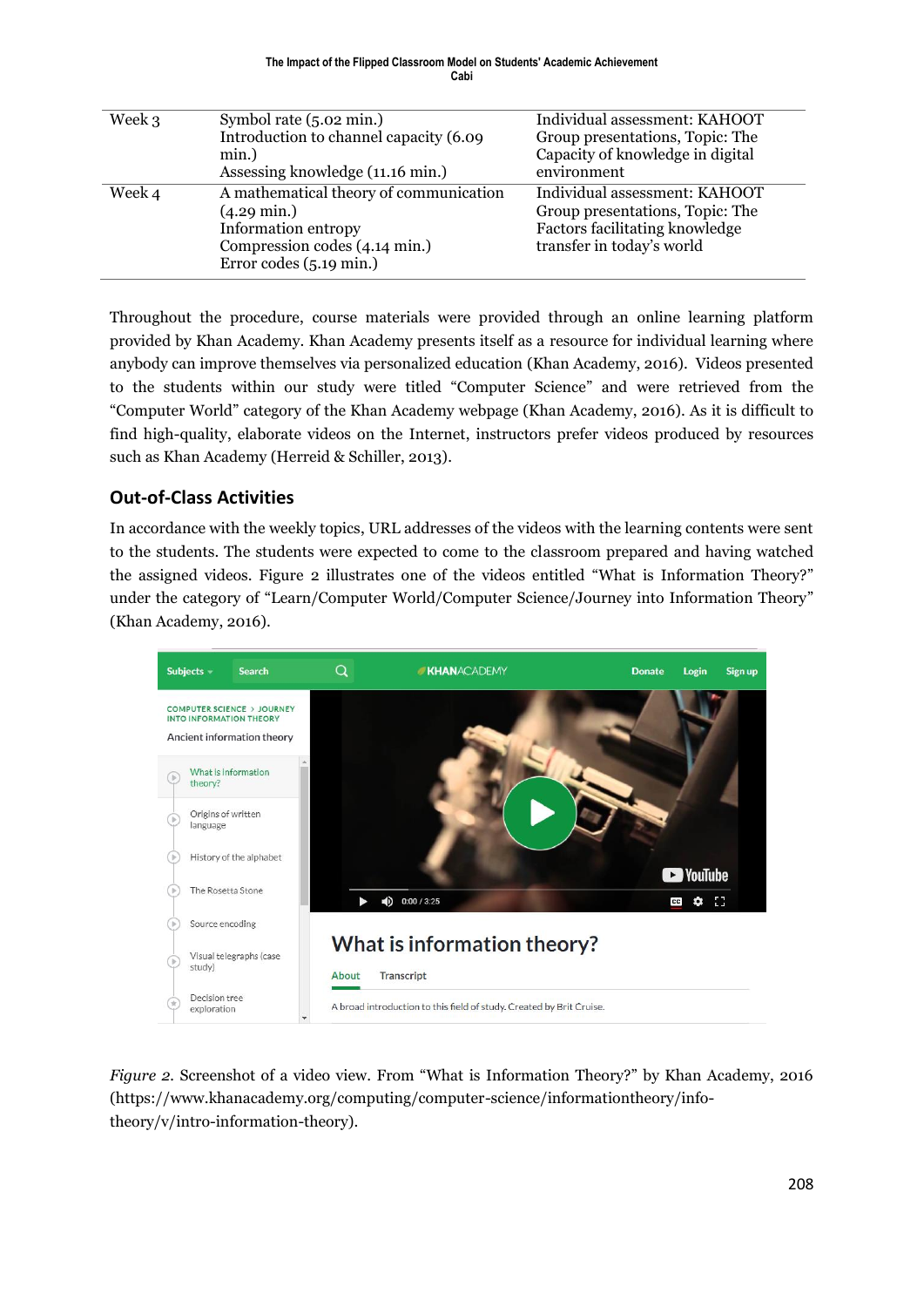| Week 3 | Symbol rate (5.02 min.)<br>Introduction to channel capacity (6.09 min.)<br>Assessing knowledge (11.16 min.) | Individual assessment: KAHOOT<br>Group presentations, Topic: The Capacity of knowledge in digital environment |
|---|---|---|
| Week 4 | A mathematical theory of communication (4.29 min.)<br>Information entropy<br>Compression codes (4.14 min.)<br>Error codes (5.19 min.) | Individual assessment: KAHOOT<br>Group presentations, Topic: The Factors facilitating knowledge transfer in today's world |

Throughout the procedure, course materials were provided through an online learning platform provided by Khan Academy. Khan Academy presents itself as a resource for individual learning where anybody can improve themselves via personalized education (Khan Academy, 2016). Videos presented to the students within our study were titled "Computer Science" and were retrieved from the "Computer World" category of the Khan Academy webpage (Khan Academy, 2016). As it is difficult to find high-quality, elaborate videos on the Internet, instructors prefer videos produced by resources such as Khan Academy (Herreid & Schiller, 2013).

### Out-of-Class Activities

In accordance with the weekly topics, URL addresses of the videos with the learning contents were sent to the students. The students were expected to come to the classroom prepared and having watched the assigned videos. Figure 2 illustrates one of the videos entitled "What is Information Theory?" under the category of "Learn/Computer World/Computer Science/Journey into Information Theory" (Khan Academy, 2016).

*Figure 2.* Screenshot of a video view. From "What is Information Theory?" by Khan Academy, 2016 (https://www.khanacademy.org/computing/computer-science/informationtheory/info-theory/v/intro-information-theory).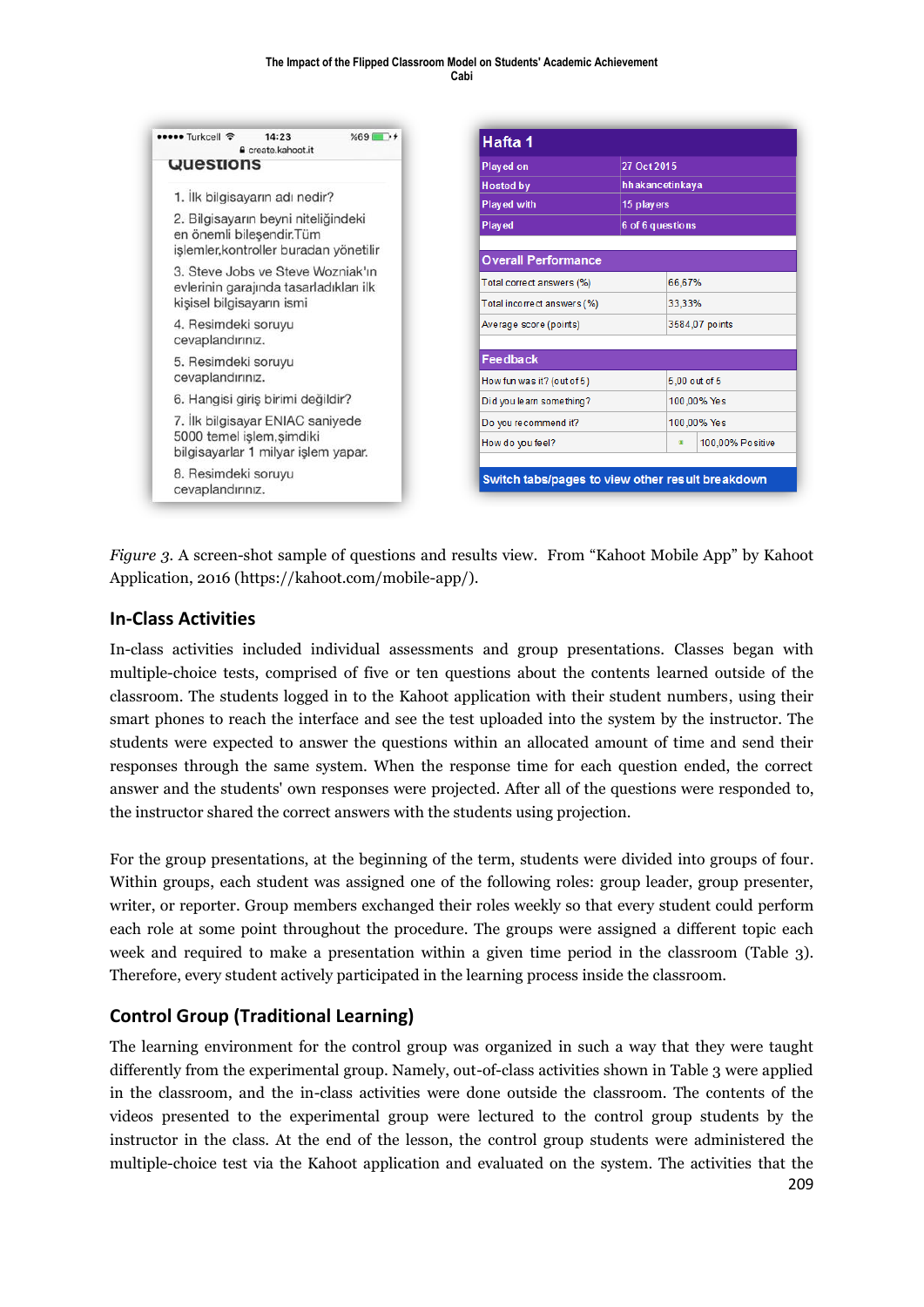*Figure 3.* A screen-shot sample of questions and results view. From "Kahoot Mobile App" by Kahoot Application, 2016 (https://kahoot.com/mobile-app/).

## In-Class Activities

In-class activities included individual assessments and group presentations. Classes began with multiple-choice tests, comprised of five or ten questions about the contents learned outside of the classroom. The students logged in to the Kahoot application with their student numbers, using their smart phones to reach the interface and see the test uploaded into the system by the instructor. The students were expected to answer the questions within an allocated amount of time and send their responses through the same system. When the response time for each question ended, the correct answer and the students' own responses were projected. After all of the questions were responded to, the instructor shared the correct answers with the students using projection.

For the group presentations, at the beginning of the term, students were divided into groups of four. Within groups, each student was assigned one of the following roles: group leader, group presenter, writer, or reporter. Group members exchanged their roles weekly so that every student could perform each role at some point throughout the procedure. The groups were assigned a different topic each week and required to make a presentation within a given time period in the classroom (Table 3). Therefore, every student actively participated in the learning process inside the classroom.

## Control Group (Traditional Learning)

The learning environment for the control group was organized in such a way that they were taught differently from the experimental group. Namely, out-of-class activities shown in Table 3 were applied in the classroom, and the in-class activities were done outside the classroom. The contents of the videos presented to the experimental group were lectured to the control group students by the instructor in the class. At the end of the lesson, the control group students were administered the multiple-choice test via the Kahoot application and evaluated on the system. The activities that the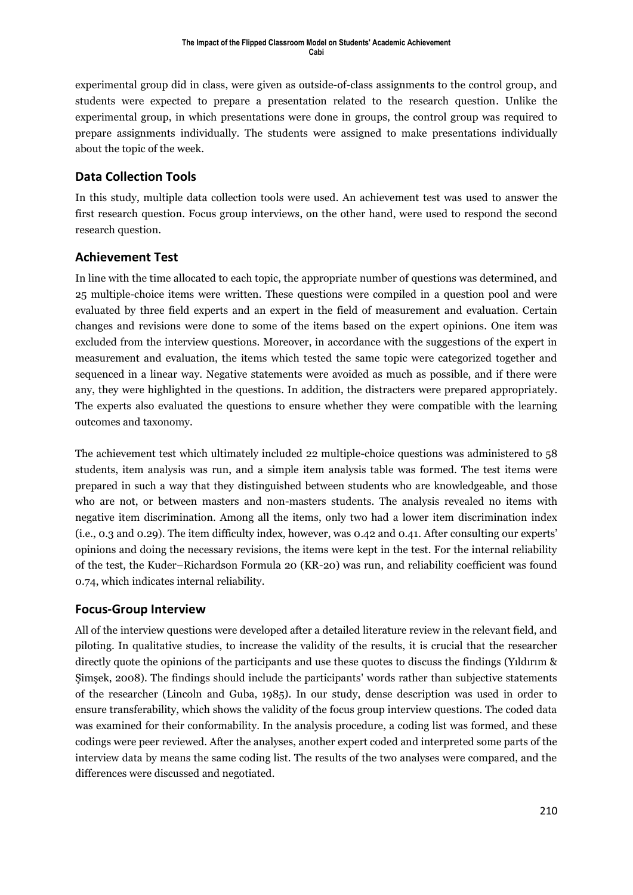experimental group did in class, were given as outside-of-class assignments to the control group, and students were expected to prepare a presentation related to the research question. Unlike the experimental group, in which presentations were done in groups, the control group was required to prepare assignments individually. The students were assigned to make presentations individually about the topic of the week.

## Data Collection Tools

In this study, multiple data collection tools were used. An achievement test was used to answer the first research question. Focus group interviews, on the other hand, were used to respond the second research question.

## Achievement Test

In line with the time allocated to each topic, the appropriate number of questions was determined, and 25 multiple-choice items were written. These questions were compiled in a question pool and were evaluated by three field experts and an expert in the field of measurement and evaluation. Certain changes and revisions were done to some of the items based on the expert opinions. One item was excluded from the interview questions. Moreover, in accordance with the suggestions of the expert in measurement and evaluation, the items which tested the same topic were categorized together and sequenced in a linear way. Negative statements were avoided as much as possible, and if there were any, they were highlighted in the questions. In addition, the distracters were prepared appropriately. The experts also evaluated the questions to ensure whether they were compatible with the learning outcomes and taxonomy.

The achievement test which ultimately included 22 multiple-choice questions was administered to 58 students, item analysis was run, and a simple item analysis table was formed. The test items were prepared in such a way that they distinguished between students who are knowledgeable, and those who are not, or between masters and non-masters students. The analysis revealed no items with negative item discrimination. Among all the items, only two had a lower item discrimination index (i.e., 0.3 and 0.29). The item difficulty index, however, was 0.42 and 0.41. After consulting our experts' opinions and doing the necessary revisions, the items were kept in the test. For the internal reliability of the test, the Kuder–Richardson Formula 20 (KR-20) was run, and reliability coefficient was found 0.74, which indicates internal reliability.

## Focus-Group Interview

All of the interview questions were developed after a detailed literature review in the relevant field, and piloting. In qualitative studies, to increase the validity of the results, it is crucial that the researcher directly quote the opinions of the participants and use these quotes to discuss the findings (Yıldırım & Şimşek, 2008). The findings should include the participants' words rather than subjective statements of the researcher (Lincoln and Guba, 1985). In our study, dense description was used in order to ensure transferability, which shows the validity of the focus group interview questions. The coded data was examined for their conformability. In the analysis procedure, a coding list was formed, and these codings were peer reviewed. After the analyses, another expert coded and interpreted some parts of the interview data by means the same coding list. The results of the two analyses were compared, and the differences were discussed and negotiated.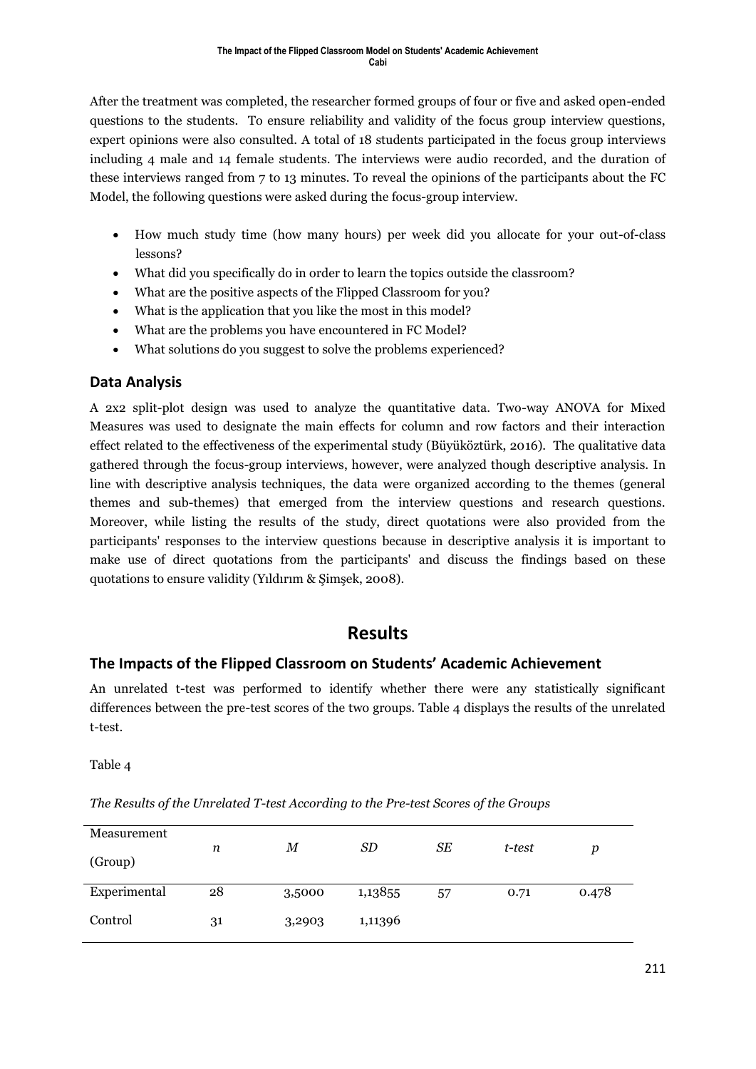After the treatment was completed, the researcher formed groups of four or five and asked open-ended questions to the students. To ensure reliability and validity of the focus group interview questions, expert opinions were also consulted. A total of 18 students participated in the focus group interviews including 4 male and 14 female students. The interviews were audio recorded, and the duration of these interviews ranged from 7 to 13 minutes. To reveal the opinions of the participants about the FC Model, the following questions were asked during the focus-group interview.

- How much study time (how many hours) per week did you allocate for your out-of-class lessons?
- What did you specifically do in order to learn the topics outside the classroom?
- What are the positive aspects of the Flipped Classroom for you?
- What is the application that you like the most in this model?
- What are the problems you have encountered in FC Model?
- What solutions do you suggest to solve the problems experienced?

### Data Analysis

A 2x2 split-plot design was used to analyze the quantitative data. Two-way ANOVA for Mixed Measures was used to designate the main effects for column and row factors and their interaction effect related to the effectiveness of the experimental study (Büyüköztürk, 2016). The qualitative data gathered through the focus-group interviews, however, were analyzed though descriptive analysis. In line with descriptive analysis techniques, the data were organized according to the themes (general themes and sub-themes) that emerged from the interview questions and research questions. Moreover, while listing the results of the study, direct quotations were also provided from the participants' responses to the interview questions because in descriptive analysis it is important to make use of direct quotations from the participants' and discuss the findings based on these quotations to ensure validity (Yıldırım & Şimşek, 2008).

## Results

### The Impacts of the Flipped Classroom on Students' Academic Achievement

An unrelated t-test was performed to identify whether there were any statistically significant differences between the pre-test scores of the two groups. Table 4 displays the results of the unrelated t-test.

Table 4

*The Results of the Unrelated T-test According to the Pre-test Scores of the Groups*

| Measurement (Group) | *n* | *M* | *SD* | *SE* | *t-test* | *p* |
|---|---|---|---|---|---|---|
| Experimental | 28 | 3,5000 | 1,13855 | 57 | 0.71 | 0.478 |
| Control | 31 | 3,2903 | 1,11396 | | | |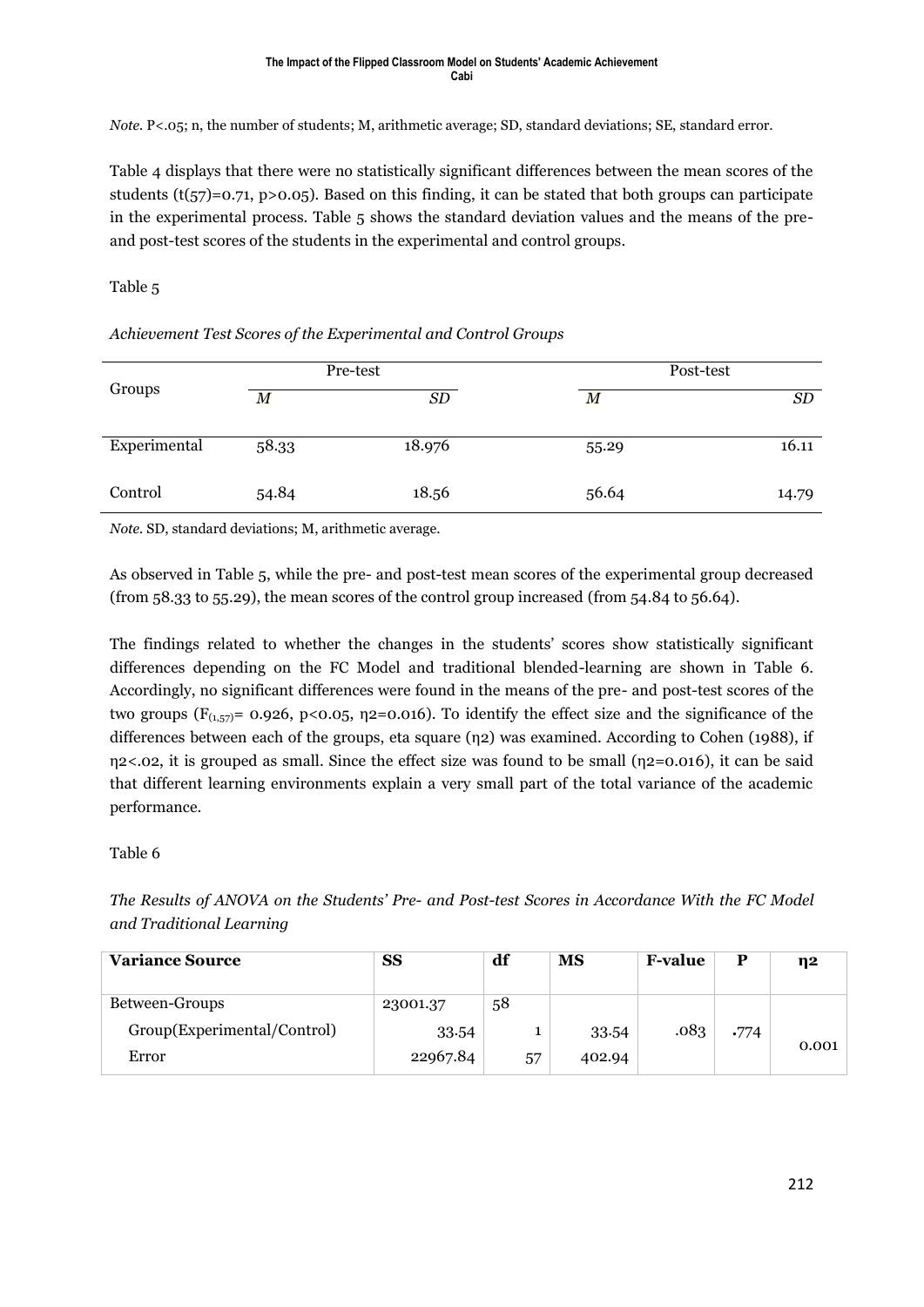*Note.* P<.05; n, the number of students; M, arithmetic average; SD, standard deviations; SE, standard error.

Table 4 displays that there were no statistically significant differences between the mean scores of the students ($t(57)=0.71$, $p>0.05$). Based on this finding, it can be stated that both groups can participate in the experimental process. Table 5 shows the standard deviation values and the means of the pre- and post-test scores of the students in the experimental and control groups.

Table 5

*Achievement Test Scores of the Experimental and Control Groups*

| Groups | Pre-test | | Post-test | |
|---|---|---|---|---|
| | *M* | *SD* | *M* | *SD* |
| Experimental | 58.33 | 18.976 | 55.29 | 16.11 |
| Control | 54.84 | 18.56 | 56.64 | 14.79 |

*Note.* SD, standard deviations; M, arithmetic average.

As observed in Table 5, while the pre- and post-test mean scores of the experimental group decreased (from 58.33 to 55.29), the mean scores of the control group increased (from 54.84 to 56.64).

The findings related to whether the changes in the students' scores show statistically significant differences depending on the FC Model and traditional blended-learning are shown in Table 6. Accordingly, no significant differences were found in the means of the pre- and post-test scores of the two groups ($F_{(1,57)}= 0.926$, $p<0.05$, $\eta2=0.016$). To identify the effect size and the significance of the differences between each of the groups, eta square (η2) was examined. According to Cohen (1988), if $\eta2<.02$, it is grouped as small. Since the effect size was found to be small ($\eta2=0.016$), it can be said that different learning environments explain a very small part of the total variance of the academic performance.

Table 6

*The Results of ANOVA on the Students' Pre- and Post-test Scores in Accordance With the FC Model and Traditional Learning*

| **Variance Source** | **SS** | **df** | **MS** | **F-value** | **P** | **η2** |
|---|---|---|---|---|---|---|
| Between-Groups | 23001.37 | 58 | | | | |
| Group(Experimental/Control) | 33.54 | 1 | 33.54 | .083 | .774 | 0.001 |
| Error | 22967.84 | 57 | 402.94 | | | |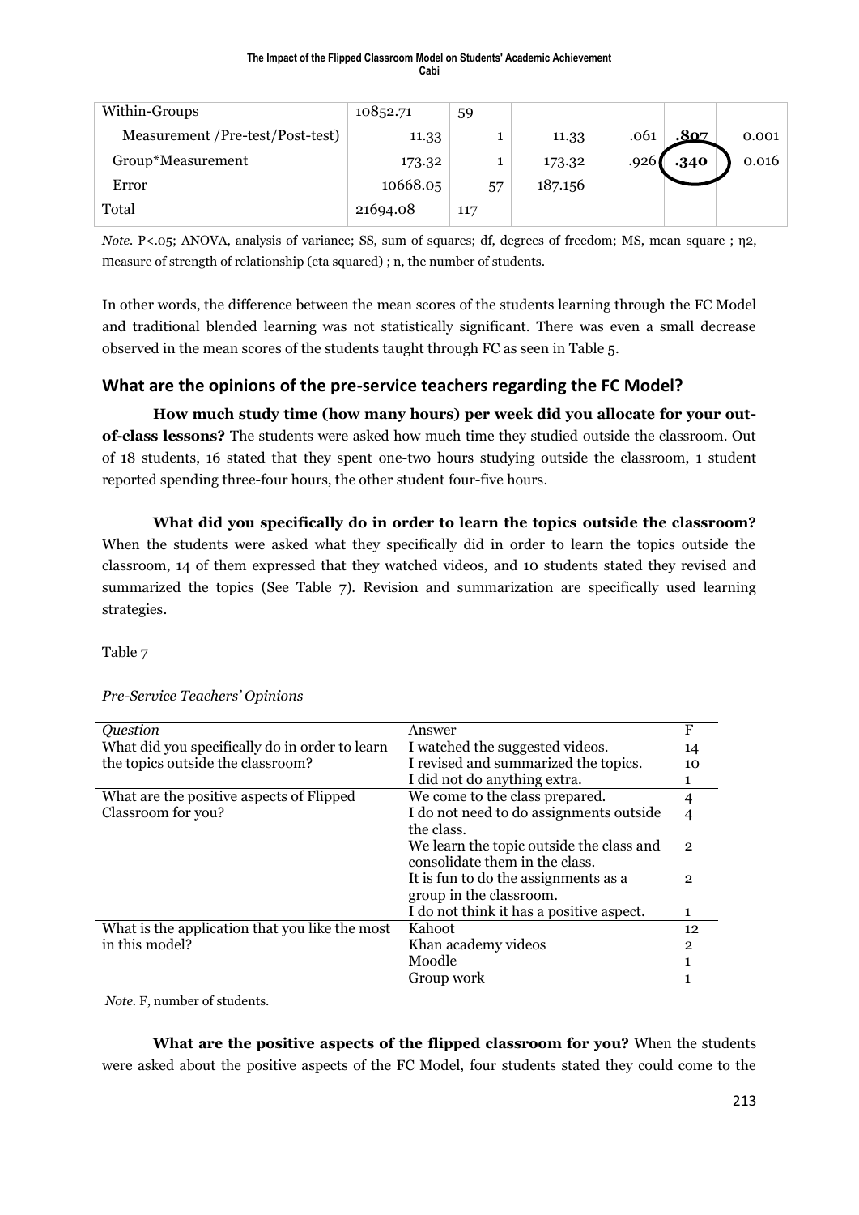| Within-Groups | 10852.71 | 59 | | | | |
|---|---|---|---|---|---|---|
| Measurement /Pre-test/Post-test) | 11.33 | 1 | 11.33 | .061 | **.807** | 0.001 |
| Group*Measurement | 173.32 | 1 | 173.32 | .926 | **.340** | 0.016 |
| Error | 10668.05 | 57 | 187.156 | | | |
| Total | 21694.08 | 117 | | | | |

*Note.* P<.05; ANOVA, analysis of variance; SS, sum of squares; df, degrees of freedom; MS, mean square ; η2, measure of strength of relationship (eta squared) ; n, the number of students.

In other words, the difference between the mean scores of the students learning through the FC Model and traditional blended learning was not statistically significant. There was even a small decrease observed in the mean scores of the students taught through FC as seen in Table 5.

## What are the opinions of the pre-service teachers regarding the FC Model?

**How much study time (how many hours) per week did you allocate for your out-of-class lessons?** The students were asked how much time they studied outside the classroom. Out of 18 students, 16 stated that they spent one-two hours studying outside the classroom, 1 student reported spending three-four hours, the other student four-five hours.

**What did you specifically do in order to learn the topics outside the classroom?** When the students were asked what they specifically did in order to learn the topics outside the classroom, 14 of them expressed that they watched videos, and 10 students stated they revised and summarized the topics (See Table 7). Revision and summarization are specifically used learning strategies.

Table 7

*Pre-Service Teachers' Opinions*

| *Question* | Answer | F |
|---|---|---|
| What did you specifically do in order to learn the topics outside the classroom? | I watched the suggested videos. | 14 |
| | I revised and summarized the topics. | 10 |
| | I did not do anything extra. | 1 |
| What are the positive aspects of Flipped Classroom for you? | We come to the class prepared. | 4 |
| | I do not need to do assignments outside the class. | 4 |
| | We learn the topic outside the class and consolidate them in the class. | 2 |
| | It is fun to do the assignments as a group in the classroom. | 2 |
| | I do not think it has a positive aspect. | 1 |
| What is the application that you like the most in this model? | Kahoot | 12 |
| | Khan academy videos | 2 |
| | Moodle | 1 |
| | Group work | 1 |

*Note.* F, number of students.

**What are the positive aspects of the flipped classroom for you?** When the students were asked about the positive aspects of the FC Model, four students stated they could come to the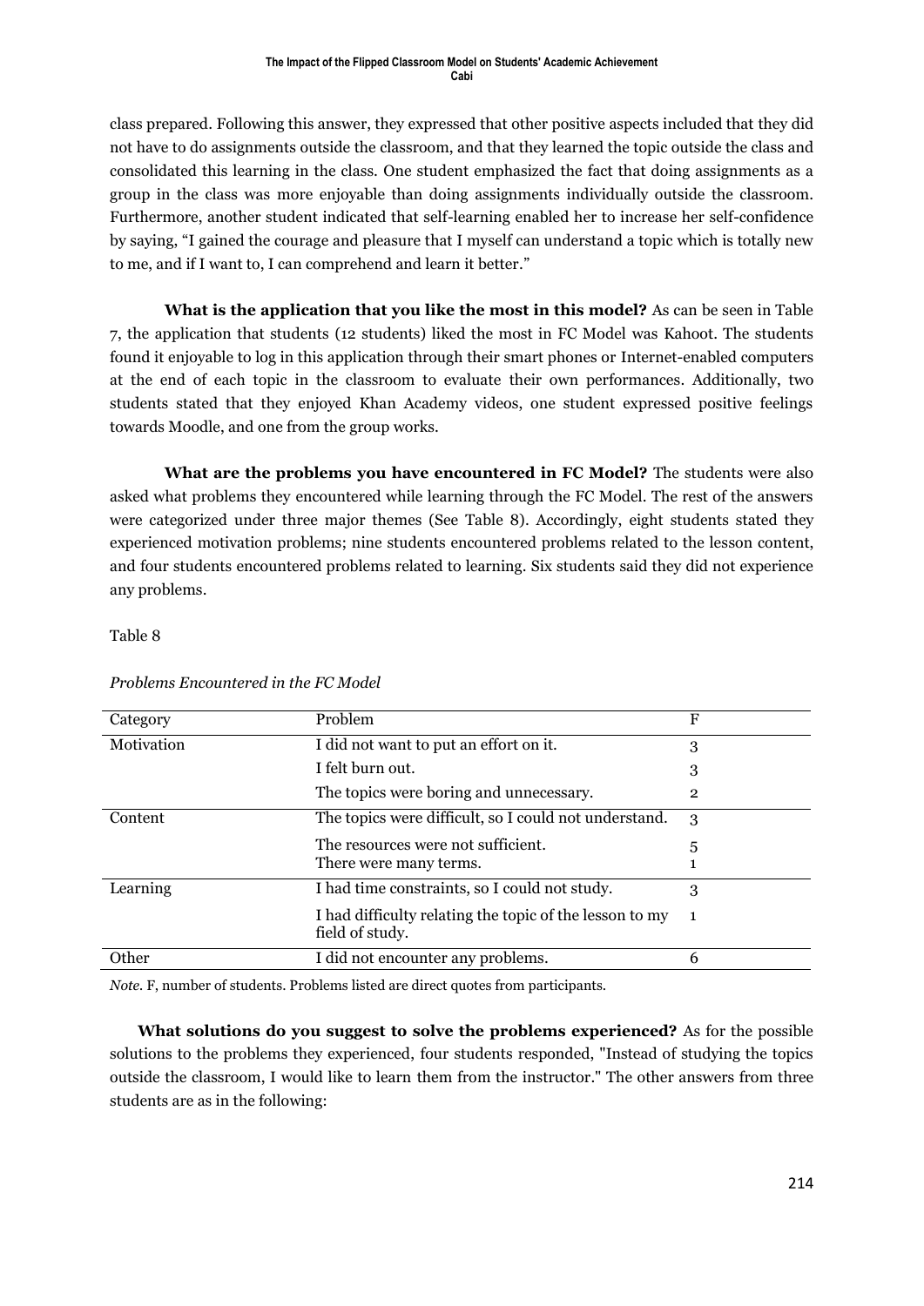class prepared. Following this answer, they expressed that other positive aspects included that they did not have to do assignments outside the classroom, and that they learned the topic outside the class and consolidated this learning in the class. One student emphasized the fact that doing assignments as a group in the class was more enjoyable than doing assignments individually outside the classroom. Furthermore, another student indicated that self-learning enabled her to increase her self-confidence by saying, "I gained the courage and pleasure that I myself can understand a topic which is totally new to me, and if I want to, I can comprehend and learn it better."

**What is the application that you like the most in this model?** As can be seen in Table 7, the application that students (12 students) liked the most in FC Model was Kahoot. The students found it enjoyable to log in this application through their smart phones or Internet-enabled computers at the end of each topic in the classroom to evaluate their own performances. Additionally, two students stated that they enjoyed Khan Academy videos, one student expressed positive feelings towards Moodle, and one from the group works.

**What are the problems you have encountered in FC Model?** The students were also asked what problems they encountered while learning through the FC Model. The rest of the answers were categorized under three major themes (See Table 8). Accordingly, eight students stated they experienced motivation problems; nine students encountered problems related to the lesson content, and four students encountered problems related to learning. Six students said they did not experience any problems.

Table 8

*Problems Encountered in the FC Model*

| Category | Problem | F |
|---|---|---|
| Motivation | I did not want to put an effort on it. | 3 |
| | I felt burn out. | 3 |
| | The topics were boring and unnecessary. | 2 |
| Content | The topics were difficult, so I could not understand. | 3 |
| | The resources were not sufficient. | 5 |
| | There were many terms. | 1 |
| Learning | I had time constraints, so I could not study. | 3 |
| | I had difficulty relating the topic of the lesson to my field of study. | 1 |
| Other | I did not encounter any problems. | 6 |

*Note.* F, number of students. Problems listed are direct quotes from participants.

**What solutions do you suggest to solve the problems experienced?** As for the possible solutions to the problems they experienced, four students responded, "Instead of studying the topics outside the classroom, I would like to learn them from the instructor." The other answers from three students are as in the following: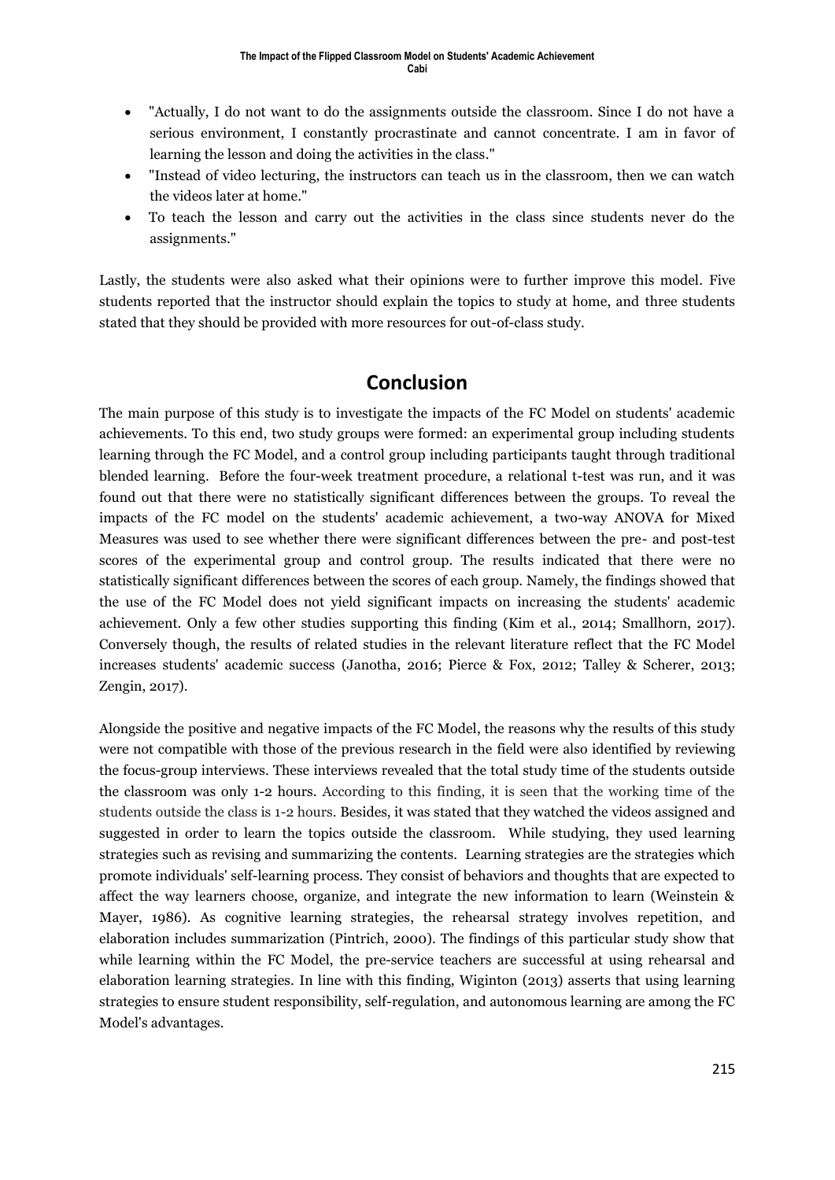- "Actually, I do not want to do the assignments outside the classroom. Since I do not have a serious environment, I constantly procrastinate and cannot concentrate. I am in favor of learning the lesson and doing the activities in the class."
- "Instead of video lecturing, the instructors can teach us in the classroom, then we can watch the videos later at home."
- To teach the lesson and carry out the activities in the class since students never do the assignments."

Lastly, the students were also asked what their opinions were to further improve this model. Five students reported that the instructor should explain the topics to study at home, and three students stated that they should be provided with more resources for out-of-class study.

## Conclusion

The main purpose of this study is to investigate the impacts of the FC Model on students' academic achievements. To this end, two study groups were formed: an experimental group including students learning through the FC Model, and a control group including participants taught through traditional blended learning. Before the four-week treatment procedure, a relational t-test was run, and it was found out that there were no statistically significant differences between the groups. To reveal the impacts of the FC model on the students' academic achievement, a two-way ANOVA for Mixed Measures was used to see whether there were significant differences between the pre- and post-test scores of the experimental group and control group. The results indicated that there were no statistically significant differences between the scores of each group. Namely, the findings showed that the use of the FC Model does not yield significant impacts on increasing the students' academic achievement. Only a few other studies supporting this finding (Kim et al., 2014; Smallhorn, 2017). Conversely though, the results of related studies in the relevant literature reflect that the FC Model increases students' academic success (Janotha, 2016; Pierce & Fox, 2012; Talley & Scherer, 2013; Zengin, 2017).

Alongside the positive and negative impacts of the FC Model, the reasons why the results of this study were not compatible with those of the previous research in the field were also identified by reviewing the focus-group interviews. These interviews revealed that the total study time of the students outside the classroom was only 1-2 hours. According to this finding, it is seen that the working time of the students outside the class is 1-2 hours. Besides, it was stated that they watched the videos assigned and suggested in order to learn the topics outside the classroom. While studying, they used learning strategies such as revising and summarizing the contents. Learning strategies are the strategies which promote individuals' self-learning process. They consist of behaviors and thoughts that are expected to affect the way learners choose, organize, and integrate the new information to learn (Weinstein & Mayer, 1986). As cognitive learning strategies, the rehearsal strategy involves repetition, and elaboration includes summarization (Pintrich, 2000). The findings of this particular study show that while learning within the FC Model, the pre-service teachers are successful at using rehearsal and elaboration learning strategies. In line with this finding, Wiginton (2013) asserts that using learning strategies to ensure student responsibility, self-regulation, and autonomous learning are among the FC Model's advantages.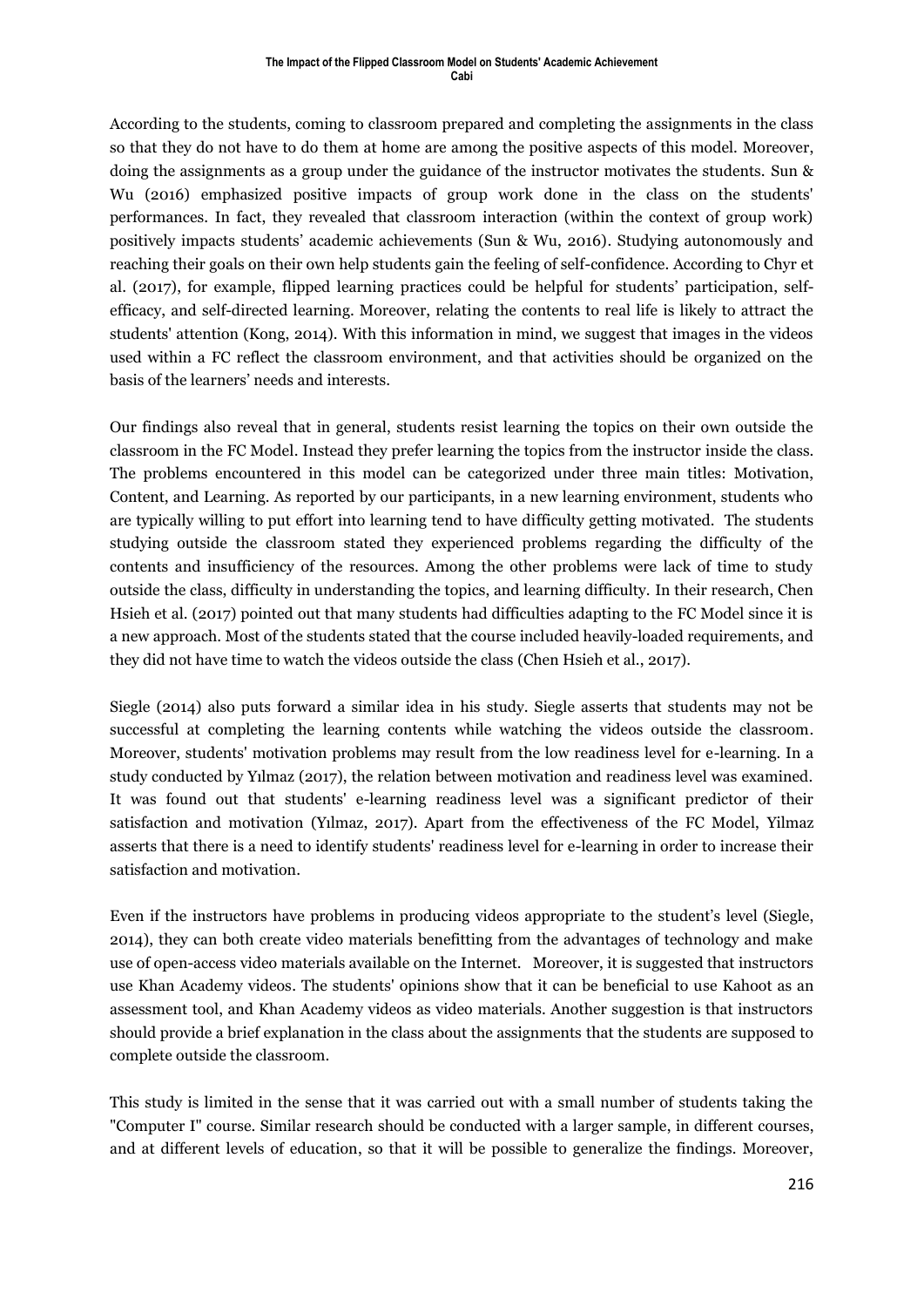According to the students, coming to classroom prepared and completing the assignments in the class so that they do not have to do them at home are among the positive aspects of this model. Moreover, doing the assignments as a group under the guidance of the instructor motivates the students. Sun & Wu (2016) emphasized positive impacts of group work done in the class on the students' performances. In fact, they revealed that classroom interaction (within the context of group work) positively impacts students' academic achievements (Sun & Wu, 2016). Studying autonomously and reaching their goals on their own help students gain the feeling of self-confidence. According to Chyr et al. (2017), for example, flipped learning practices could be helpful for students' participation, self-efficacy, and self-directed learning. Moreover, relating the contents to real life is likely to attract the students' attention (Kong, 2014). With this information in mind, we suggest that images in the videos used within a FC reflect the classroom environment, and that activities should be organized on the basis of the learners' needs and interests.

Our findings also reveal that in general, students resist learning the topics on their own outside the classroom in the FC Model. Instead they prefer learning the topics from the instructor inside the class. The problems encountered in this model can be categorized under three main titles: Motivation, Content, and Learning. As reported by our participants, in a new learning environment, students who are typically willing to put effort into learning tend to have difficulty getting motivated. The students studying outside the classroom stated they experienced problems regarding the difficulty of the contents and insufficiency of the resources. Among the other problems were lack of time to study outside the class, difficulty in understanding the topics, and learning difficulty. In their research, Chen Hsieh et al. (2017) pointed out that many students had difficulties adapting to the FC Model since it is a new approach. Most of the students stated that the course included heavily-loaded requirements, and they did not have time to watch the videos outside the class (Chen Hsieh et al., 2017).

Siegle (2014) also puts forward a similar idea in his study. Siegle asserts that students may not be successful at completing the learning contents while watching the videos outside the classroom. Moreover, students' motivation problems may result from the low readiness level for e-learning. In a study conducted by Yılmaz (2017), the relation between motivation and readiness level was examined. It was found out that students' e-learning readiness level was a significant predictor of their satisfaction and motivation (Yılmaz, 2017). Apart from the effectiveness of the FC Model, Yilmaz asserts that there is a need to identify students' readiness level for e-learning in order to increase their satisfaction and motivation.

Even if the instructors have problems in producing videos appropriate to the student's level (Siegle, 2014), they can both create video materials benefitting from the advantages of technology and make use of open-access video materials available on the Internet. Moreover, it is suggested that instructors use Khan Academy videos. The students' opinions show that it can be beneficial to use Kahoot as an assessment tool, and Khan Academy videos as video materials. Another suggestion is that instructors should provide a brief explanation in the class about the assignments that the students are supposed to complete outside the classroom.

This study is limited in the sense that it was carried out with a small number of students taking the "Computer I" course. Similar research should be conducted with a larger sample, in different courses, and at different levels of education, so that it will be possible to generalize the findings. Moreover,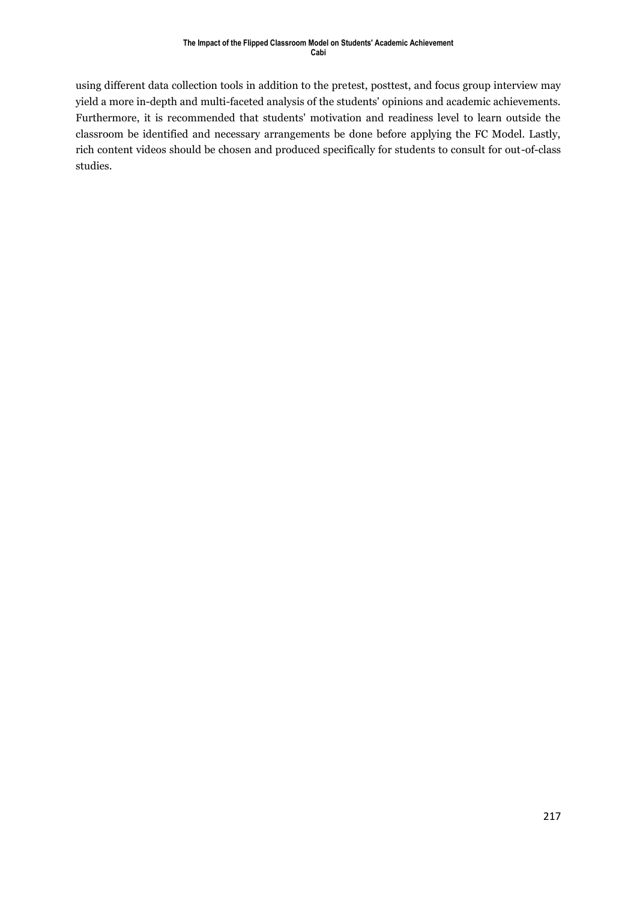using different data collection tools in addition to the pretest, posttest, and focus group interview may yield a more in-depth and multi-faceted analysis of the students' opinions and academic achievements. Furthermore, it is recommended that students' motivation and readiness level to learn outside the classroom be identified and necessary arrangements be done before applying the FC Model. Lastly, rich content videos should be chosen and produced specifically for students to consult for out-of-class studies.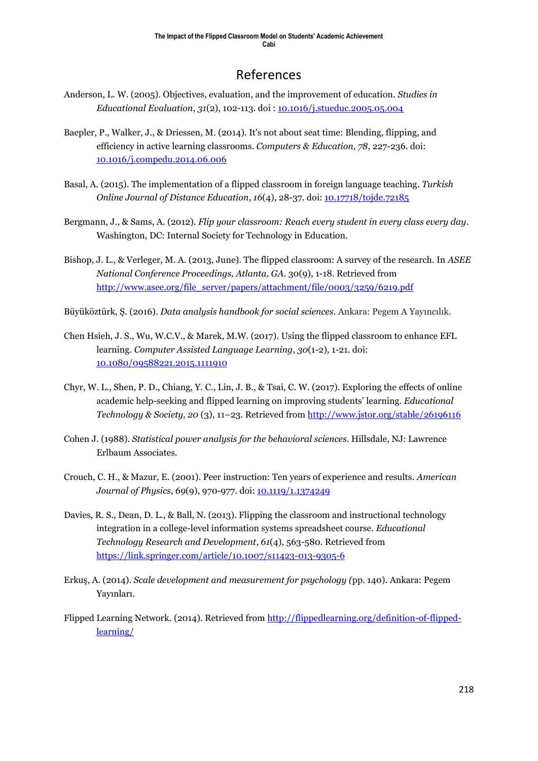# References

Anderson, L. W. (2005). Objectives, evaluation, and the improvement of education. *Studies in Educational Evaluation*, *31*(2), 102-113. doi : 10.1016/j.stueduc.2005.05.004

Baepler, P., Walker, J., & Driessen, M. (2014). It's not about seat time: Blending, flipping, and efficiency in active learning classrooms. *Computers & Education, 78*, 227-236. doi: 10.1016/j.compedu.2014.06.006

Basal, A. (2015). The implementation of a flipped classroom in foreign language teaching. *Turkish Online Journal of Distance Education*, *16*(4), 28-37. doi: 10.17718/tojde.72185

Bergmann, J., & Sams, A. (2012). *Flip your classroom: Reach every student in every class every day*. Washington, DC: Internal Society for Technology in Education.

Bishop, J. L., & Verleger, M. A. (2013, June). The flipped classroom: A survey of the research. In *ASEE National Conference Proceedings, Atlanta, GA*. 30(9), 1-18. Retrieved from http://www.asee.org/file_server/papers/attachment/file/0003/3259/6219.pdf

Büyüköztürk, Ş. (2016). *Data analysis handbook for social sciences*. Ankara: Pegem A Yayıncılık.

Chen Hsieh, J. S., Wu, W.C.V., & Marek, M.W. (2017). Using the flipped classroom to enhance EFL learning. *Computer Assisted Language Learning*, *30*(1-2), 1-21. doi: 10.1080/09588221.2015.1111910

Chyr, W. L., Shen, P. D., Chiang, Y. C., Lin, J. B., & Tsai, C. W. (2017). Exploring the effects of online academic help-seeking and flipped learning on improving students' learning. *Educational Technology & Society, 20* (3), 11–23. Retrieved from http://www.jstor.org/stable/26196116

Cohen J. (1988). *Statistical power analysis for the behavioral sciences*. Hillsdale, NJ: Lawrence Erlbaum Associates.

Crouch, C. H., & Mazur, E. (2001). Peer instruction: Ten years of experience and results. *American Journal of Physics*, *69*(9), 970-977. doi: 10.1119/1.1374249

Davies, R. S., Dean, D. L., & Ball, N. (2013). Flipping the classroom and instructional technology integration in a college-level information systems spreadsheet course. *Educational Technology Research and Development*, *61*(4), 563-580. Retrieved from https://link.springer.com/article/10.1007/s11423-013-9305-6

Erkuş, A. (2014). *Scale development and measurement for psychology (*pp. 140). Ankara: Pegem Yayınları.

Flipped Learning Network. (2014). Retrieved from http://flippedlearning.org/definition-of-flipped-learning/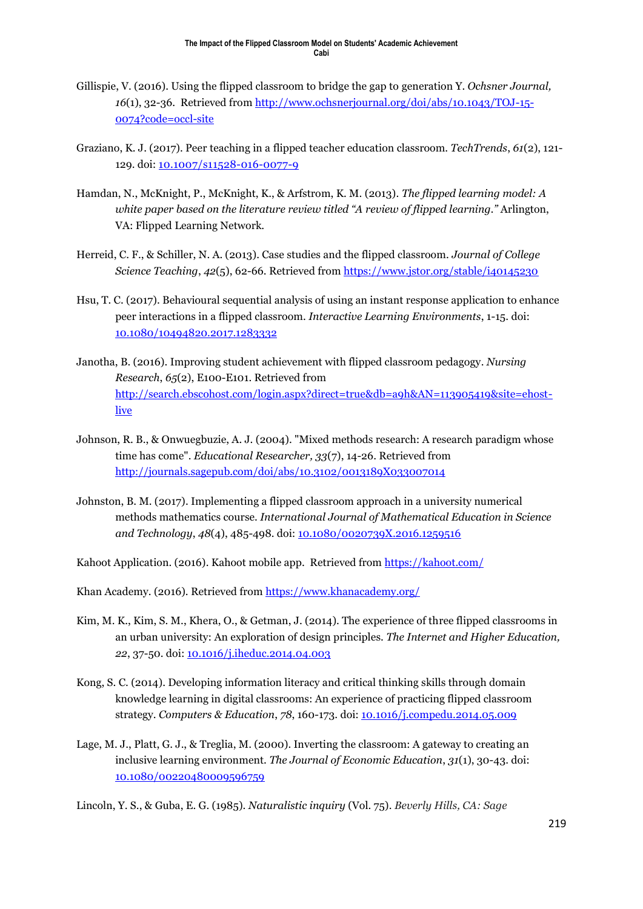Gillispie, V. (2016). Using the flipped classroom to bridge the gap to generation Y. *Ochsner Journal, 16*(1), 32-36. Retrieved from [http://www.ochsnerjournal.org/doi/abs/10.1043/TOJ-15-0074?code=occl-site](http://www.ochsnerjournal.org/doi/abs/10.1043/TOJ-15-0074?code=occl-site)

Graziano, K. J. (2017). Peer teaching in a flipped teacher education classroom. *TechTrends*, *61*(2), 121-129. doi: [10.1007/s11528-016-0077-9](10.1007/s11528-016-0077-9)

Hamdan, N., McKnight, P., McKnight, K., & Arfstrom, K. M. (2013). *The flipped learning model: A white paper based on the literature review titled "A review of flipped learning."* Arlington, VA: Flipped Learning Network.

Herreid, C. F., & Schiller, N. A. (2013). Case studies and the flipped classroom. *Journal of College Science Teaching*, *42*(5), 62-66. Retrieved from [https://www.jstor.org/stable/i40145230](https://www.jstor.org/stable/i40145230)

Hsu, T. C. (2017). Behavioural sequential analysis of using an instant response application to enhance peer interactions in a flipped classroom. *Interactive Learning Environments*, 1-15. doi: [10.1080/10494820.2017.1283332](10.1080/10494820.2017.1283332)

Janotha, B. (2016). Improving student achievement with flipped classroom pedagogy. *Nursing Research*, *65*(2), E100-E101. Retrieved from [http://search.ebscohost.com/login.aspx?direct=true&db=a9h&AN=113905419&site=ehost-live](http://search.ebscohost.com/login.aspx?direct=true&db=a9h&AN=113905419&site=ehost-live)

Johnson, R. B., & Onwuegbuzie, A. J. (2004). "Mixed methods research: A research paradigm whose time has come". *Educational Researcher, 33*(7), 14-26. Retrieved from [http://journals.sagepub.com/doi/abs/10.3102/0013189X033007014](http://journals.sagepub.com/doi/abs/10.3102/0013189X033007014)

Johnston, B. M. (2017). Implementing a flipped classroom approach in a university numerical methods mathematics course. *International Journal of Mathematical Education in Science and Technology*, *48*(4), 485-498. doi: [10.1080/0020739X.2016.1259516](10.1080/0020739X.2016.1259516)

Kahoot Application. (2016). Kahoot mobile app. Retrieved from [https://kahoot.com/](https://kahoot.com/)

Khan Academy. (2016). Retrieved from [https://www.khanacademy.org/](https://www.khanacademy.org/)

Kim, M. K., Kim, S. M., Khera, O., & Getman, J. (2014). The experience of three flipped classrooms in an urban university: An exploration of design principles. *The Internet and Higher Education, 22*, 37-50. doi: [10.1016/j.iheduc.2014.04.003](10.1016/j.iheduc.2014.04.003)

Kong, S. C. (2014). Developing information literacy and critical thinking skills through domain knowledge learning in digital classrooms: An experience of practicing flipped classroom strategy. *Computers & Education*, *78*, 160-173. doi: [10.1016/j.compedu.2014.05.009](10.1016/j.compedu.2014.05.009)

Lage, M. J., Platt, G. J., & Treglia, M. (2000). Inverting the classroom: A gateway to creating an inclusive learning environment. *The Journal of Economic Education*, *31*(1), 30-43. doi: [10.1080/00220480009596759](10.1080/00220480009596759)

Lincoln, Y. S., & Guba, E. G. (1985). *Naturalistic inquiry* (Vol. 75). *Beverly Hills, CA: Sage*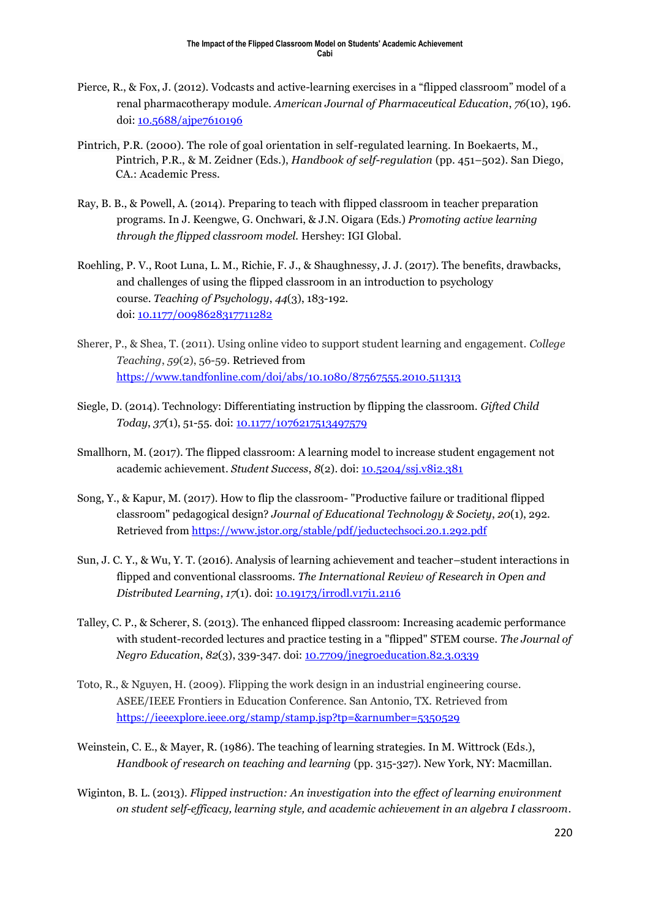Pierce, R., & Fox, J. (2012). Vodcasts and active-learning exercises in a "flipped classroom" model of a renal pharmacotherapy module. *American Journal of Pharmaceutical Education*, *76*(10), 196. doi: 10.5688/ajpe7610196

Pintrich, P.R. (2000). The role of goal orientation in self-regulated learning. In Boekaerts, M., Pintrich, P.R., & M. Zeidner (Eds.), *Handbook of self-regulation* (pp. 451–502). San Diego, CA.: Academic Press.

Ray, B. B., & Powell, A. (2014). Preparing to teach with flipped classroom in teacher preparation programs. In J. Keengwe, G. Onchwari, & J.N. Oigara (Eds.) *Promoting active learning through the flipped classroom model.* Hershey: IGI Global.

Roehling, P. V., Root Luna, L. M., Richie, F. J., & Shaughnessy, J. J. (2017). The benefits, drawbacks, and challenges of using the flipped classroom in an introduction to psychology course. *Teaching of Psychology*, *44*(3), 183-192. doi: 10.1177/0098628317711282

Sherer, P., & Shea, T. (2011). Using online video to support student learning and engagement. *College Teaching*, *59*(2), 56-59. Retrieved from https://www.tandfonline.com/doi/abs/10.1080/87567555.2010.511313

Siegle, D. (2014). Technology: Differentiating instruction by flipping the classroom. *Gifted Child Today*, *37*(1), 51-55. doi: 10.1177/1076217513497579

Smallhorn, M. (2017). The flipped classroom: A learning model to increase student engagement not academic achievement. *Student Success*, *8*(2). doi: 10.5204/ssj.v8i2.381

Song, Y., & Kapur, M. (2017). How to flip the classroom- "Productive failure or traditional flipped classroom" pedagogical design? *Journal of Educational Technology & Society*, *20*(1), 292. Retrieved from https://www.jstor.org/stable/pdf/jeductechsoci.20.1.292.pdf

Sun, J. C. Y., & Wu, Y. T. (2016). Analysis of learning achievement and teacher–student interactions in flipped and conventional classrooms. *The International Review of Research in Open and Distributed Learning*, *17*(1). doi: 10.19173/irrodl.v17i1.2116

Talley, C. P., & Scherer, S. (2013). The enhanced flipped classroom: Increasing academic performance with student-recorded lectures and practice testing in a "flipped" STEM course. *The Journal of Negro Education*, *82*(3), 339-347. doi: 10.7709/jnegroeducation.82.3.0339

Toto, R., & Nguyen, H. (2009). Flipping the work design in an industrial engineering course. ASEE/IEEE Frontiers in Education Conference. San Antonio, TX. Retrieved from https://ieeexplore.ieee.org/stamp/stamp.jsp?tp=&arnumber=5350529

Weinstein, C. E., & Mayer, R. (1986). The teaching of learning strategies. In M. Wittrock (Eds.), *Handbook of research on teaching and learning* (pp. 315-327). New York, NY: Macmillan.

Wiginton, B. L. (2013). *Flipped instruction: An investigation into the effect of learning environment on student self-efficacy, learning style, and academic achievement in an algebra I classroom*.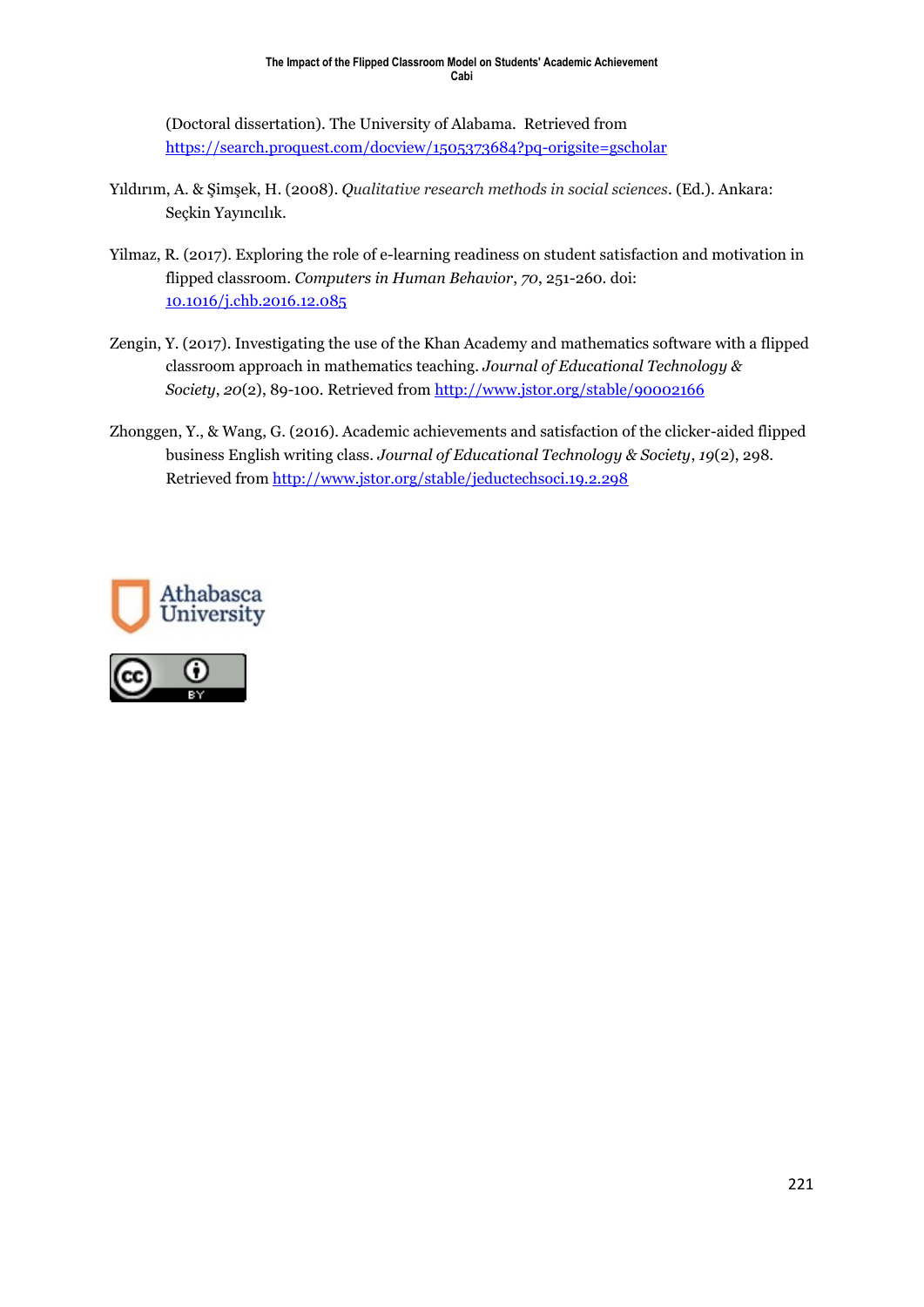(Doctoral dissertation). The University of Alabama. Retrieved from https://search.proquest.com/docview/1505373684?pq-origsite=gscholar

Yıldırım, A. & Şimşek, H. (2008). *Qualitative research methods in social sciences*. (Ed.). Ankara: Seçkin Yayıncılık.

Yilmaz, R. (2017). Exploring the role of e-learning readiness on student satisfaction and motivation in flipped classroom. *Computers in Human Behavior*, *70*, 251-260. doi: 10.1016/j.chb.2016.12.085

Zengin, Y. (2017). Investigating the use of the Khan Academy and mathematics software with a flipped classroom approach in mathematics teaching. *Journal of Educational Technology & Society*, *20*(2), 89-100. Retrieved from http://www.jstor.org/stable/90002166

Zhonggen, Y., & Wang, G. (2016). Academic achievements and satisfaction of the clicker-aided flipped business English writing class. *Journal of Educational Technology & Society*, *19*(2), 298. Retrieved from http://www.jstor.org/stable/jeductechsoci.19.2.298

Athabasca University